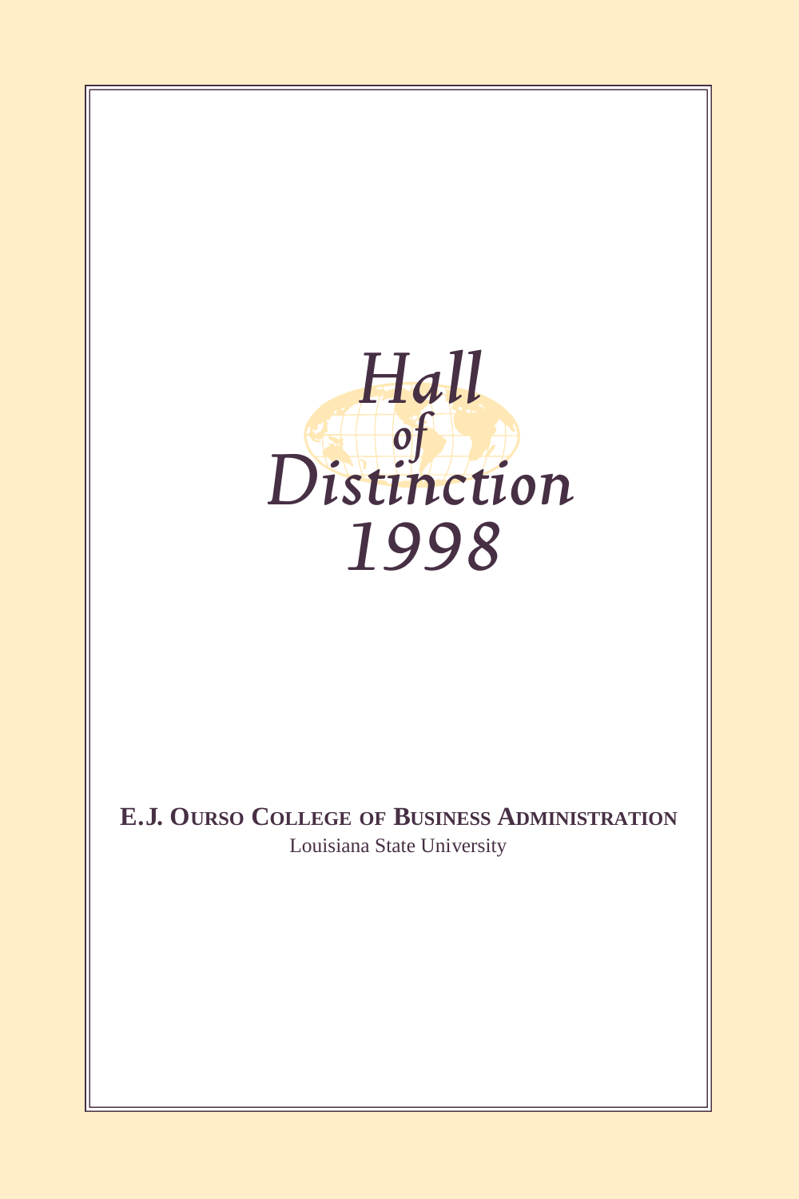# *Hall of Distinction 1998*

**E.J. OURSO COLLEGE OF BUSINESS ADMINISTRATION**

Louisiana State University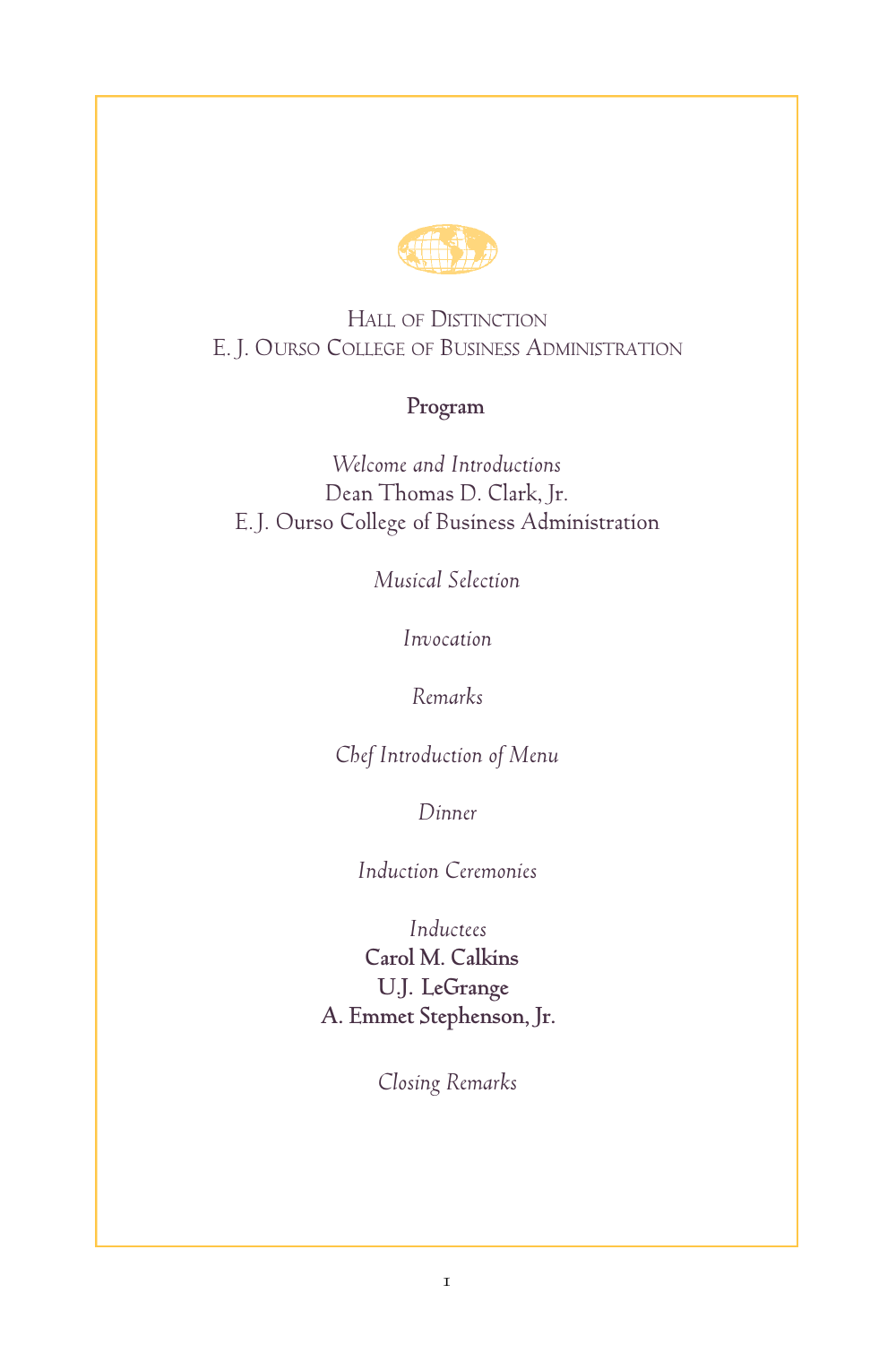# Hall of Distinction
## E. J. Ourso College of Business Administration

**Program**

*Welcome and Introductions*
Dean Thomas D. Clark, Jr.
E. J. Ourso College of Business Administration

*Musical Selection*

*Invocation*

*Remarks*

*Chef Introduction of Menu*

*Dinner*

*Induction Ceremonies*

*Inductees*
**Carol M. Calkins**
**U.J. LeGrange**
**A. Emmet Stephenson, Jr.**

*Closing Remarks*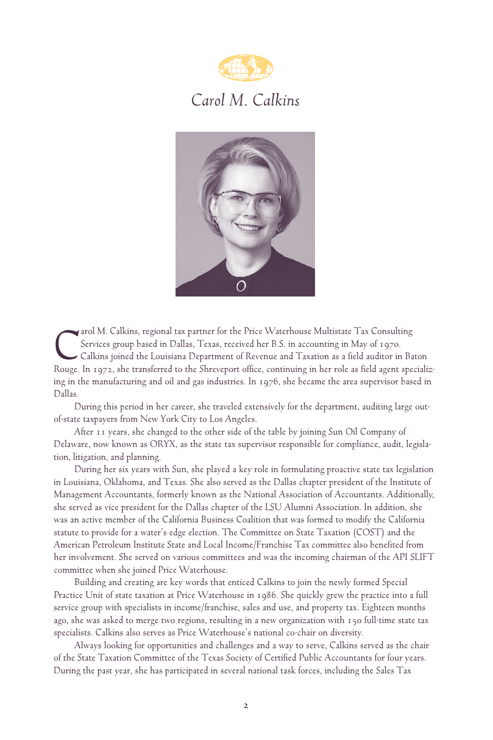# Carol M. Calkins

Carol M. Calkins, regional tax partner for the Price Waterhouse Multistate Tax Consulting Services group based in Dallas, Texas, received her B.S. in accounting in May of 1970. Calkins joined the Louisiana Department of Revenue and Taxation as a field auditor in Baton Rouge. In 1972, she transferred to the Shreveport office, continuing in her role as field agent specializing in the manufacturing and oil and gas industries. In 1976, she became the area supervisor based in Dallas.

During this period in her career, she traveled extensively for the department, auditing large out-of-state taxpayers from New York City to Los Angeles.

After 11 years, she changed to the other side of the table by joining Sun Oil Company of Delaware, now known as ORYX, as the state tax supervisor responsible for compliance, audit, legislation, litigation, and planning.

During her six years with Sun, she played a key role in formulating proactive state tax legislation in Louisiana, Oklahoma, and Texas. She also served as the Dallas chapter president of the Institute of Management Accountants, formerly known as the National Association of Accountants. Additionally, she served as vice president for the Dallas chapter of the LSU Alumni Association. In addition, she was an active member of the California Business Coalition that was formed to modify the California statute to provide for a water's edge election. The Committee on State Taxation (COST) and the American Petroleum Institute State and Local Income/Franchise Tax committee also benefited from her involvement. She served on various committees and was the incoming chairman of the API SLIFT committee when she joined Price Waterhouse.

Building and creating are key words that enticed Calkins to join the newly formed Special Practice Unit of state taxation at Price Waterhouse in 1986. She quickly grew the practice into a full service group with specialists in income/franchise, sales and use, and property tax. Eighteen months ago, she was asked to merge two regions, resulting in a new organization with 150 full-time state tax specialists. Calkins also serves as Price Waterhouse's national co-chair on diversity.

Always looking for opportunities and challenges and a way to serve, Calkins served as the chair of the State Taxation Committee of the Texas Society of Certified Public Accountants for four years. During the past year, she has participated in several national task forces, including the Sales Tax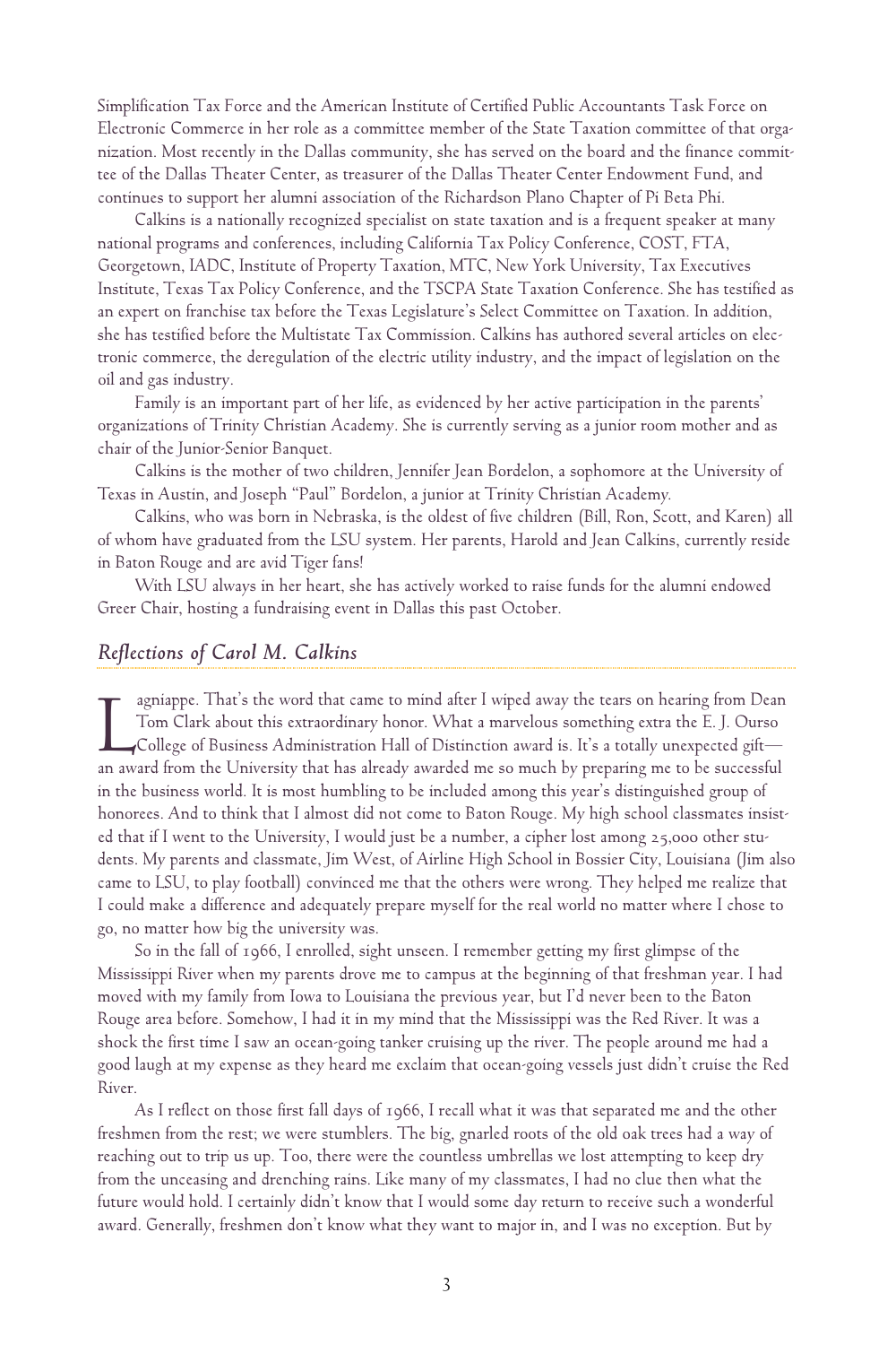Simplification Tax Force and the American Institute of Certified Public Accountants Task Force on Electronic Commerce in her role as a committee member of the State Taxation committee of that organization. Most recently in the Dallas community, she has served on the board and the finance committee of the Dallas Theater Center, as treasurer of the Dallas Theater Center Endowment Fund, and continues to support her alumni association of the Richardson Plano Chapter of Pi Beta Phi.

Calkins is a nationally recognized specialist on state taxation and is a frequent speaker at many national programs and conferences, including California Tax Policy Conference, COST, FTA, Georgetown, IADC, Institute of Property Taxation, MTC, New York University, Tax Executives Institute, Texas Tax Policy Conference, and the TSCPA State Taxation Conference. She has testified as an expert on franchise tax before the Texas Legislature's Select Committee on Taxation. In addition, she has testified before the Multistate Tax Commission. Calkins has authored several articles on electronic commerce, the deregulation of the electric utility industry, and the impact of legislation on the oil and gas industry.

Family is an important part of her life, as evidenced by her active participation in the parents' organizations of Trinity Christian Academy. She is currently serving as a junior room mother and as chair of the Junior-Senior Banquet.

Calkins is the mother of two children, Jennifer Jean Bordelon, a sophomore at the University of Texas in Austin, and Joseph "Paul" Bordelon, a junior at Trinity Christian Academy.

Calkins, who was born in Nebraska, is the oldest of five children (Bill, Ron, Scott, and Karen) all of whom have graduated from the LSU system. Her parents, Harold and Jean Calkins, currently reside in Baton Rouge and are avid Tiger fans!

With LSU always in her heart, she has actively worked to raise funds for the alumni endowed Greer Chair, hosting a fundraising event in Dallas this past October.

## *Reflections of Carol M. Calkins*

Lagniappe. That's the word that came to mind after I wiped away the tears on hearing from Dean Tom Clark about this extraordinary honor. What a marvelous something extra the E. J. Ourso College of Business Administration Hall of Distinction award is. It's a totally unexpected gift—an award from the University that has already awarded me so much by preparing me to be successful in the business world. It is most humbling to be included among this year's distinguished group of honorees. And to think that I almost did not come to Baton Rouge. My high school classmates insisted that if I went to the University, I would just be a number, a cipher lost among 25,000 other students. My parents and classmate, Jim West, of Airline High School in Bossier City, Louisiana (Jim also came to LSU, to play football) convinced me that the others were wrong. They helped me realize that I could make a difference and adequately prepare myself for the real world no matter where I chose to go, no matter how big the university was.

So in the fall of 1966, I enrolled, sight unseen. I remember getting my first glimpse of the Mississippi River when my parents drove me to campus at the beginning of that freshman year. I had moved with my family from Iowa to Louisiana the previous year, but I'd never been to the Baton Rouge area before. Somehow, I had it in my mind that the Mississippi was the Red River. It was a shock the first time I saw an ocean-going tanker cruising up the river. The people around me had a good laugh at my expense as they heard me exclaim that ocean-going vessels just didn't cruise the Red River.

As I reflect on those first fall days of 1966, I recall what it was that separated me and the other freshmen from the rest; we were stumblers. The big, gnarled roots of the old oak trees had a way of reaching out to trip us up. Too, there were the countless umbrellas we lost attempting to keep dry from the unceasing and drenching rains. Like many of my classmates, I had no clue then what the future would hold. I certainly didn't know that I would some day return to receive such a wonderful award. Generally, freshmen don't know what they want to major in, and I was no exception. But by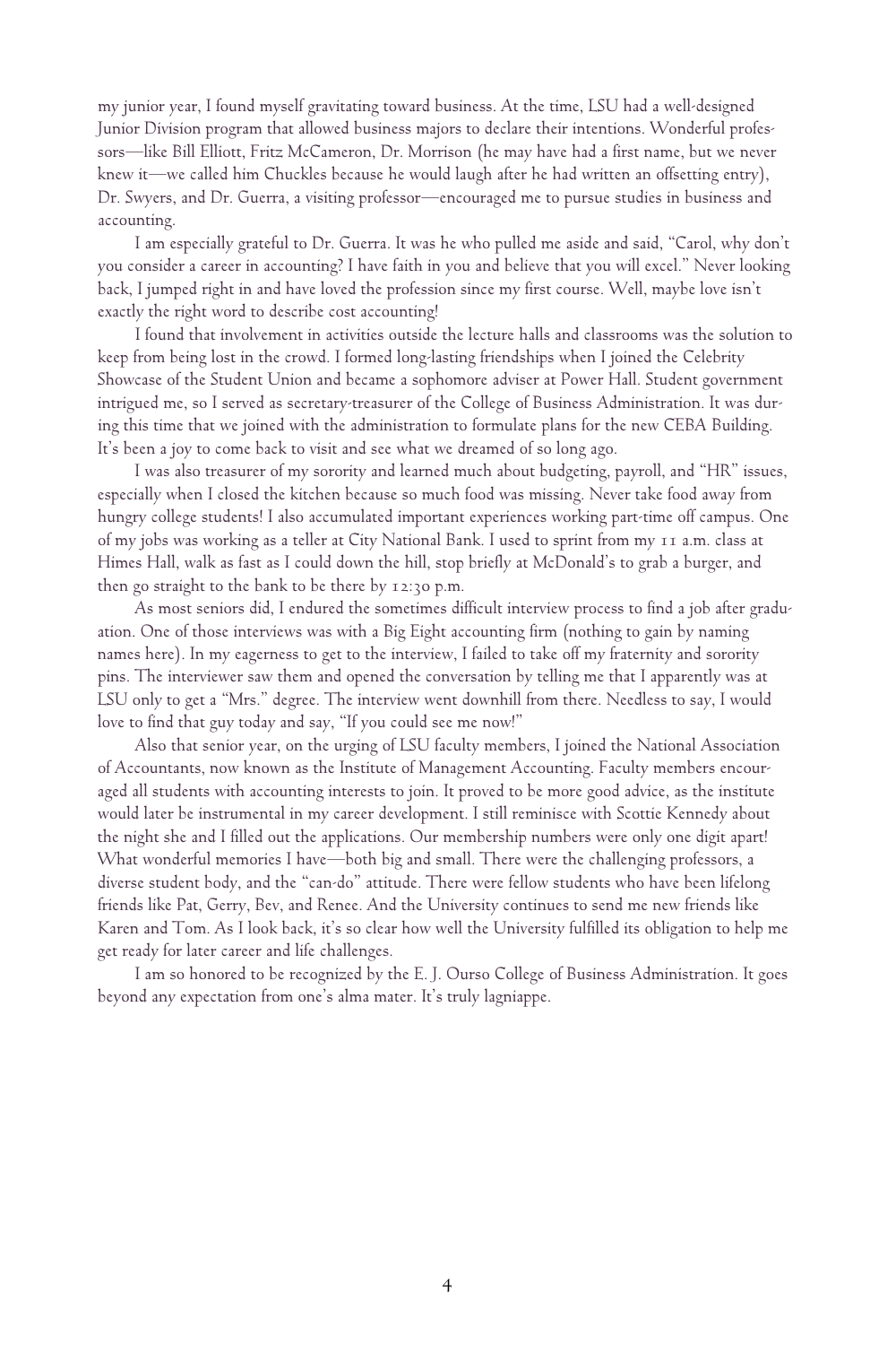my junior year, I found myself gravitating toward business. At the time, LSU had a well-designed Junior Division program that allowed business majors to declare their intentions. Wonderful professors—like Bill Elliott, Fritz McCameron, Dr. Morrison (he may have had a first name, but we never knew it—we called him Chuckles because he would laugh after he had written an offsetting entry), Dr. Swyers, and Dr. Guerra, a visiting professor—encouraged me to pursue studies in business and accounting.

I am especially grateful to Dr. Guerra. It was he who pulled me aside and said, "Carol, why don't you consider a career in accounting? I have faith in you and believe that you will excel." Never looking back, I jumped right in and have loved the profession since my first course. Well, maybe love isn't exactly the right word to describe cost accounting!

I found that involvement in activities outside the lecture halls and classrooms was the solution to keep from being lost in the crowd. I formed long-lasting friendships when I joined the Celebrity Showcase of the Student Union and became a sophomore adviser at Power Hall. Student government intrigued me, so I served as secretary-treasurer of the College of Business Administration. It was during this time that we joined with the administration to formulate plans for the new CEBA Building. It's been a joy to come back to visit and see what we dreamed of so long ago.

I was also treasurer of my sorority and learned much about budgeting, payroll, and "HR" issues, especially when I closed the kitchen because so much food was missing. Never take food away from hungry college students! I also accumulated important experiences working part-time off campus. One of my jobs was working as a teller at City National Bank. I used to sprint from my 11 a.m. class at Himes Hall, walk as fast as I could down the hill, stop briefly at McDonald's to grab a burger, and then go straight to the bank to be there by 12:30 p.m.

As most seniors did, I endured the sometimes difficult interview process to find a job after graduation. One of those interviews was with a Big Eight accounting firm (nothing to gain by naming names here). In my eagerness to get to the interview, I failed to take off my fraternity and sorority pins. The interviewer saw them and opened the conversation by telling me that I apparently was at LSU only to get a "Mrs." degree. The interview went downhill from there. Needless to say, I would love to find that guy today and say, "If you could see me now!"

Also that senior year, on the urging of LSU faculty members, I joined the National Association of Accountants, now known as the Institute of Management Accounting. Faculty members encouraged all students with accounting interests to join. It proved to be more good advice, as the institute would later be instrumental in my career development. I still reminisce with Scottie Kennedy about the night she and I filled out the applications. Our membership numbers were only one digit apart! What wonderful memories I have—both big and small. There were the challenging professors, a diverse student body, and the "can-do" attitude. There were fellow students who have been lifelong friends like Pat, Gerry, Bev, and Renee. And the University continues to send me new friends like Karen and Tom. As I look back, it's so clear how well the University fulfilled its obligation to help me get ready for later career and life challenges.

I am so honored to be recognized by the E. J. Ourso College of Business Administration. It goes beyond any expectation from one's alma mater. It's truly lagniappe.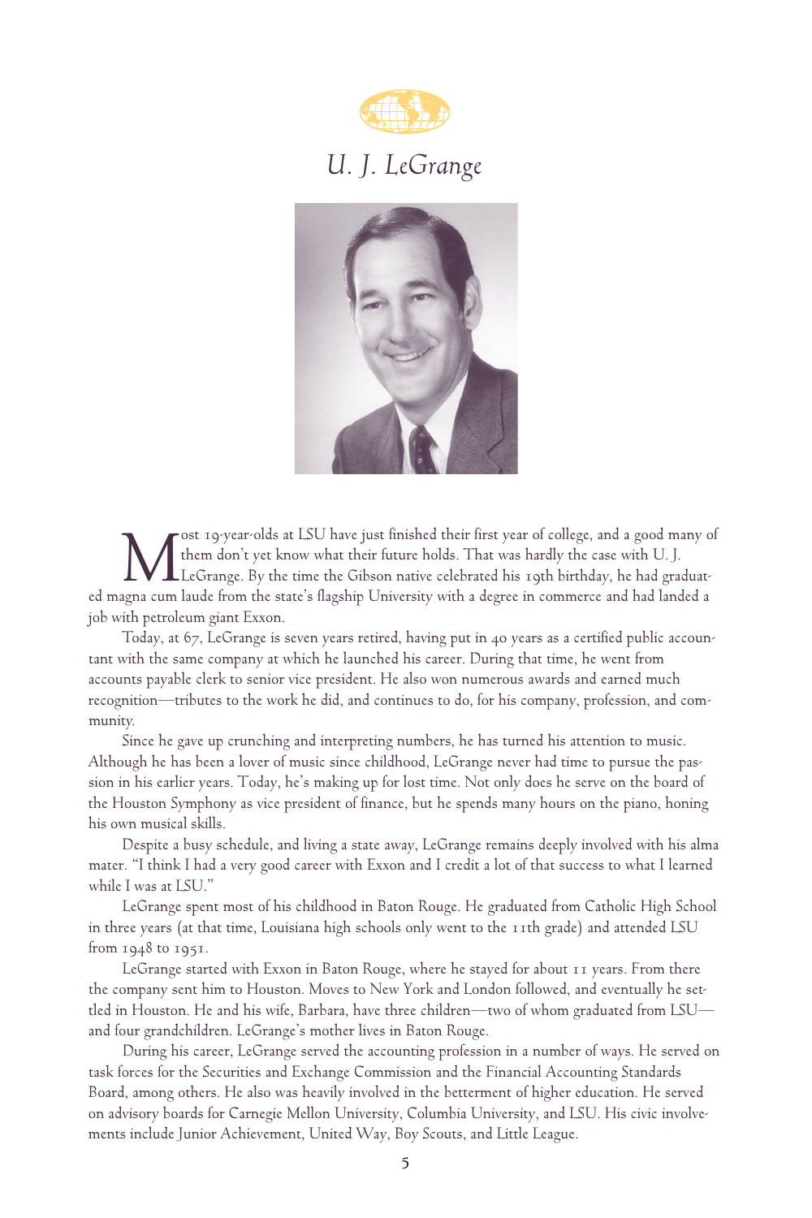# U. J. LeGrange

Most 19-year-olds at LSU have just finished their first year of college, and a good many of them don't yet know what their future holds. That was hardly the case with U. J. LeGrange. By the time the Gibson native celebrated his 19th birthday, he had graduated magna cum laude from the state's flagship University with a degree in commerce and had landed a job with petroleum giant Exxon.

Today, at 67, LeGrange is seven years retired, having put in 40 years as a certified public accountant with the same company at which he launched his career. During that time, he went from accounts payable clerk to senior vice president. He also won numerous awards and earned much recognition—tributes to the work he did, and continues to do, for his company, profession, and community.

Since he gave up crunching and interpreting numbers, he has turned his attention to music. Although he has been a lover of music since childhood, LeGrange never had time to pursue the passion in his earlier years. Today, he's making up for lost time. Not only does he serve on the board of the Houston Symphony as vice president of finance, but he spends many hours on the piano, honing his own musical skills.

Despite a busy schedule, and living a state away, LeGrange remains deeply involved with his alma mater. "I think I had a very good career with Exxon and I credit a lot of that success to what I learned while I was at LSU."

LeGrange spent most of his childhood in Baton Rouge. He graduated from Catholic High School in three years (at that time, Louisiana high schools only went to the 11th grade) and attended LSU from 1948 to 1951.

LeGrange started with Exxon in Baton Rouge, where he stayed for about 11 years. From there the company sent him to Houston. Moves to New York and London followed, and eventually he settled in Houston. He and his wife, Barbara, have three children—two of whom graduated from LSU—and four grandchildren. LeGrange's mother lives in Baton Rouge.

During his career, LeGrange served the accounting profession in a number of ways. He served on task forces for the Securities and Exchange Commission and the Financial Accounting Standards Board, among others. He also was heavily involved in the betterment of higher education. He served on advisory boards for Carnegie Mellon University, Columbia University, and LSU. His civic involvements include Junior Achievement, United Way, Boy Scouts, and Little League.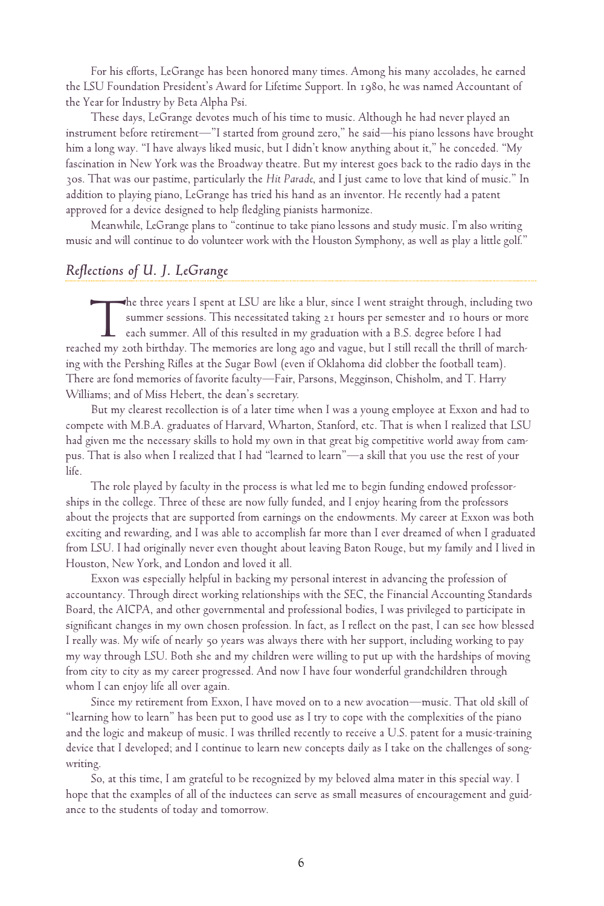For his efforts, LeGrange has been honored many times. Among his many accolades, he earned the LSU Foundation President's Award for Lifetime Support. In 1980, he was named Accountant of the Year for Industry by Beta Alpha Psi.

These days, LeGrange devotes much of his time to music. Although he had never played an instrument before retirement—"I started from ground zero," he said—his piano lessons have brought him a long way. "I have always liked music, but I didn't know anything about it," he conceded. "My fascination in New York was the Broadway theatre. But my interest goes back to the radio days in the 30s. That was our pastime, particularly the *Hit Parade*, and I just came to love that kind of music." In addition to playing piano, LeGrange has tried his hand as an inventor. He recently had a patent approved for a device designed to help fledgling pianists harmonize.

Meanwhile, LeGrange plans to "continue to take piano lessons and study music. I'm also writing music and will continue to do volunteer work with the Houston Symphony, as well as play a little golf."

## *Reflections of U. J. LeGrange*

The three years I spent at LSU are like a blur, since I went straight through, including two summer sessions. This necessitated taking 21 hours per semester and 10 hours or more each summer. All of this resulted in my graduation with a B.S. degree before I had reached my 20th birthday. The memories are long ago and vague, but I still recall the thrill of marching with the Pershing Rifles at the Sugar Bowl (even if Oklahoma did clobber the football team). There are fond memories of favorite faculty—Fair, Parsons, Megginson, Chisholm, and T. Harry Williams; and of Miss Hebert, the dean's secretary.

But my clearest recollection is of a later time when I was a young employee at Exxon and had to compete with M.B.A. graduates of Harvard, Wharton, Stanford, etc. That is when I realized that LSU had given me the necessary skills to hold my own in that great big competitive world away from campus. That is also when I realized that I had "learned to learn"—a skill that you use the rest of your life.

The role played by faculty in the process is what led me to begin funding endowed professorships in the college. Three of these are now fully funded, and I enjoy hearing from the professors about the projects that are supported from earnings on the endowments. My career at Exxon was both exciting and rewarding, and I was able to accomplish far more than I ever dreamed of when I graduated from LSU. I had originally never even thought about leaving Baton Rouge, but my family and I lived in Houston, New York, and London and loved it all.

Exxon was especially helpful in backing my personal interest in advancing the profession of accountancy. Through direct working relationships with the SEC, the Financial Accounting Standards Board, the AICPA, and other governmental and professional bodies, I was privileged to participate in significant changes in my own chosen profession. In fact, as I reflect on the past, I can see how blessed I really was. My wife of nearly 50 years was always there with her support, including working to pay my way through LSU. Both she and my children were willing to put up with the hardships of moving from city to city as my career progressed. And now I have four wonderful grandchildren through whom I can enjoy life all over again.

Since my retirement from Exxon, I have moved on to a new avocation—music. That old skill of "learning how to learn" has been put to good use as I try to cope with the complexities of the piano and the logic and makeup of music. I was thrilled recently to receive a U.S. patent for a music-training device that I developed; and I continue to learn new concepts daily as I take on the challenges of songwriting.

So, at this time, I am grateful to be recognized by my beloved alma mater in this special way. I hope that the examples of all of the inductees can serve as small measures of encouragement and guidance to the students of today and tomorrow.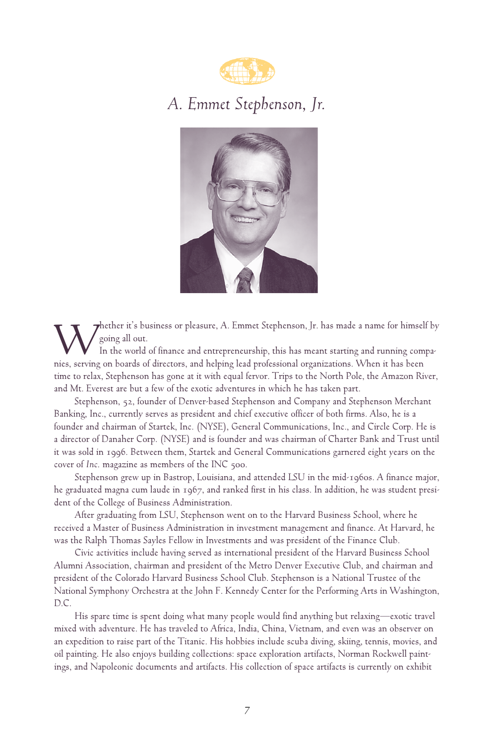# A. Emmet Stephenson, Jr.

Whether it's business or pleasure, A. Emmet Stephenson, Jr. has made a name for himself by going all out.

In the world of finance and entrepreneurship, this has meant starting and running companies, serving on boards of directors, and helping lead professional organizations. When it has been time to relax, Stephenson has gone at it with equal fervor. Trips to the North Pole, the Amazon River, and Mt. Everest are but a few of the exotic adventures in which he has taken part.

Stephenson, 52, founder of Denver-based Stephenson and Company and Stephenson Merchant Banking, Inc., currently serves as president and chief executive officer of both firms. Also, he is a founder and chairman of Startek, Inc. (NYSE), General Communications, Inc., and Circle Corp. He is a director of Danaher Corp. (NYSE) and is founder and was chairman of Charter Bank and Trust until it was sold in 1996. Between them, Startek and General Communications garnered eight years on the cover of *Inc.* magazine as members of the INC 500.

Stephenson grew up in Bastrop, Louisiana, and attended LSU in the mid-1960s. A finance major, he graduated magna cum laude in 1967, and ranked first in his class. In addition, he was student president of the College of Business Administration.

After graduating from LSU, Stephenson went on to the Harvard Business School, where he received a Master of Business Administration in investment management and finance. At Harvard, he was the Ralph Thomas Sayles Fellow in Investments and was president of the Finance Club.

Civic activities include having served as international president of the Harvard Business School Alumni Association, chairman and president of the Metro Denver Executive Club, and chairman and president of the Colorado Harvard Business School Club. Stephenson is a National Trustee of the National Symphony Orchestra at the John F. Kennedy Center for the Performing Arts in Washington, D.C.

His spare time is spent doing what many people would find anything but relaxing—exotic travel mixed with adventure. He has traveled to Africa, India, China, Vietnam, and even was an observer on an expedition to raise part of the Titanic. His hobbies include scuba diving, skiing, tennis, movies, and oil painting. He also enjoys building collections: space exploration artifacts, Norman Rockwell paintings, and Napoleonic documents and artifacts. His collection of space artifacts is currently on exhibit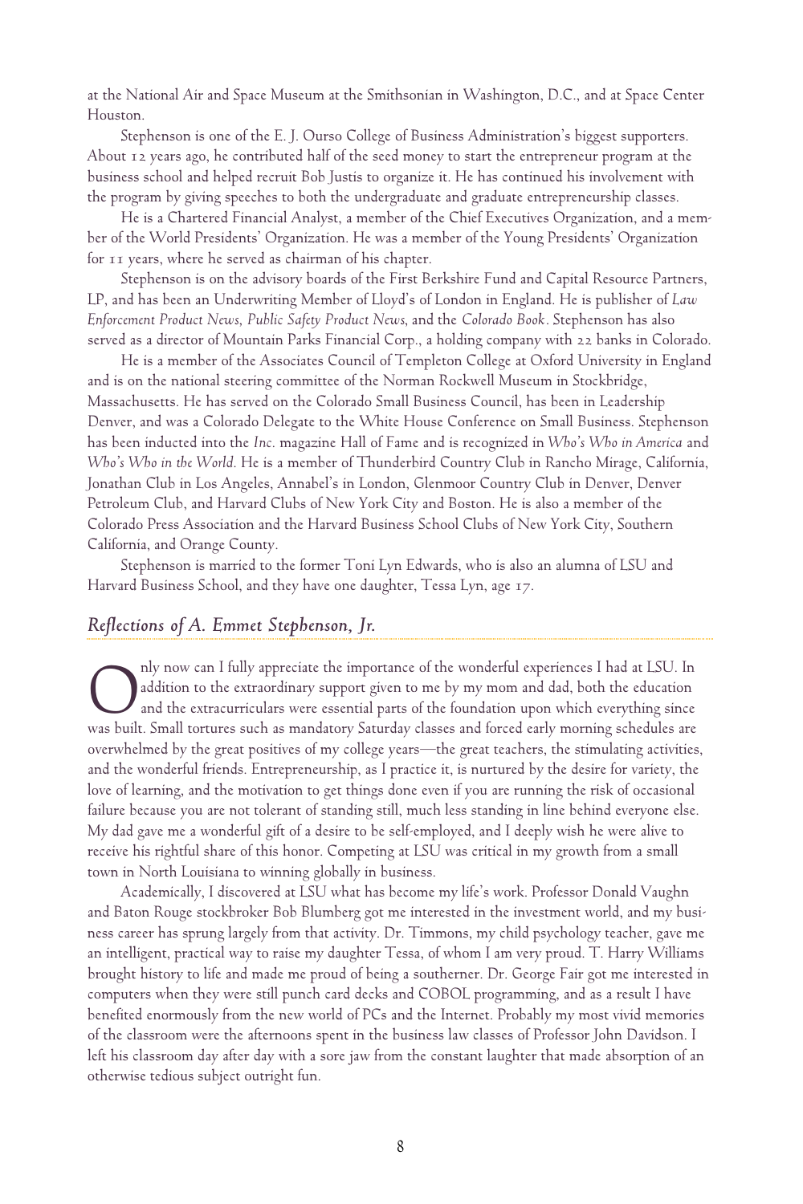at the National Air and Space Museum at the Smithsonian in Washington, D.C., and at Space Center Houston.

Stephenson is one of the E. J. Ourso College of Business Administration's biggest supporters. About 12 years ago, he contributed half of the seed money to start the entrepreneur program at the business school and helped recruit Bob Justis to organize it. He has continued his involvement with the program by giving speeches to both the undergraduate and graduate entrepreneurship classes.

He is a Chartered Financial Analyst, a member of the Chief Executives Organization, and a member of the World Presidents' Organization. He was a member of the Young Presidents' Organization for 11 years, where he served as chairman of his chapter.

Stephenson is on the advisory boards of the First Berkshire Fund and Capital Resource Partners, LP, and has been an Underwriting Member of Lloyd's of London in England. He is publisher of *Law Enforcement Product News*, *Public Safety Product News*, and the *Colorado Book*. Stephenson has also served as a director of Mountain Parks Financial Corp., a holding company with 22 banks in Colorado.

He is a member of the Associates Council of Templeton College at Oxford University in England and is on the national steering committee of the Norman Rockwell Museum in Stockbridge, Massachusetts. He has served on the Colorado Small Business Council, has been in Leadership Denver, and was a Colorado Delegate to the White House Conference on Small Business. Stephenson has been inducted into the *Inc.* magazine Hall of Fame and is recognized in *Who's Who in America* and *Who's Who in the World*. He is a member of Thunderbird Country Club in Rancho Mirage, California, Jonathan Club in Los Angeles, Annabel's in London, Glenmoor Country Club in Denver, Denver Petroleum Club, and Harvard Clubs of New York City and Boston. He is also a member of the Colorado Press Association and the Harvard Business School Clubs of New York City, Southern California, and Orange County.

Stephenson is married to the former Toni Lyn Edwards, who is also an alumna of LSU and Harvard Business School, and they have one daughter, Tessa Lyn, age 17.

## *Reflections of A. Emmet Stephenson, Jr.*

Only now can I fully appreciate the importance of the wonderful experiences I had at LSU. In addition to the extraordinary support given to me by my mom and dad, both the education and the extracurriculars were essential parts of the foundation upon which everything since was built. Small tortures such as mandatory Saturday classes and forced early morning schedules are overwhelmed by the great positives of my college years—the great teachers, the stimulating activities, and the wonderful friends. Entrepreneurship, as I practice it, is nurtured by the desire for variety, the love of learning, and the motivation to get things done even if you are running the risk of occasional failure because you are not tolerant of standing still, much less standing in line behind everyone else. My dad gave me a wonderful gift of a desire to be self-employed, and I deeply wish he were alive to receive his rightful share of this honor. Competing at LSU was critical in my growth from a small town in North Louisiana to winning globally in business.

Academically, I discovered at LSU what has become my life's work. Professor Donald Vaughn and Baton Rouge stockbroker Bob Blumberg got me interested in the investment world, and my business career has sprung largely from that activity. Dr. Timmons, my child psychology teacher, gave me an intelligent, practical way to raise my daughter Tessa, of whom I am very proud. T. Harry Williams brought history to life and made me proud of being a southerner. Dr. George Fair got me interested in computers when they were still punch card decks and COBOL programming, and as a result I have benefited enormously from the new world of PCs and the Internet. Probably my most vivid memories of the classroom were the afternoons spent in the business law classes of Professor John Davidson. I left his classroom day after day with a sore jaw from the constant laughter that made absorption of an otherwise tedious subject outright fun.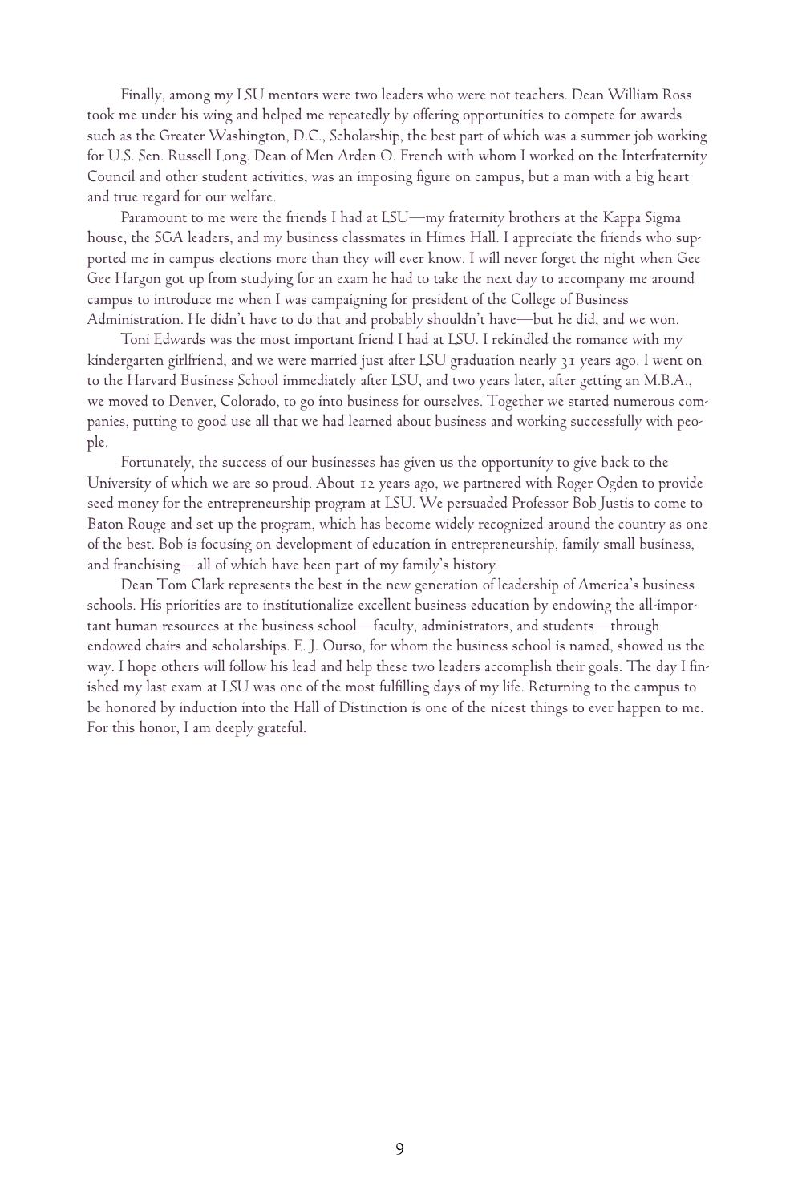Finally, among my LSU mentors were two leaders who were not teachers. Dean William Ross took me under his wing and helped me repeatedly by offering opportunities to compete for awards such as the Greater Washington, D.C., Scholarship, the best part of which was a summer job working for U.S. Sen. Russell Long. Dean of Men Arden O. French with whom I worked on the Interfraternity Council and other student activities, was an imposing figure on campus, but a man with a big heart and true regard for our welfare.

Paramount to me were the friends I had at LSU—my fraternity brothers at the Kappa Sigma house, the SGA leaders, and my business classmates in Himes Hall. I appreciate the friends who supported me in campus elections more than they will ever know. I will never forget the night when Gee Gee Hargon got up from studying for an exam he had to take the next day to accompany me around campus to introduce me when I was campaigning for president of the College of Business Administration. He didn't have to do that and probably shouldn't have—but he did, and we won.

Toni Edwards was the most important friend I had at LSU. I rekindled the romance with my kindergarten girlfriend, and we were married just after LSU graduation nearly 31 years ago. I went on to the Harvard Business School immediately after LSU, and two years later, after getting an M.B.A., we moved to Denver, Colorado, to go into business for ourselves. Together we started numerous companies, putting to good use all that we had learned about business and working successfully with people.

Fortunately, the success of our businesses has given us the opportunity to give back to the University of which we are so proud. About 12 years ago, we partnered with Roger Ogden to provide seed money for the entrepreneurship program at LSU. We persuaded Professor Bob Justis to come to Baton Rouge and set up the program, which has become widely recognized around the country as one of the best. Bob is focusing on development of education in entrepreneurship, family small business, and franchising—all of which have been part of my family's history.

Dean Tom Clark represents the best in the new generation of leadership of America's business schools. His priorities are to institutionalize excellent business education by endowing the all-important human resources at the business school—faculty, administrators, and students—through endowed chairs and scholarships. E. J. Ourso, for whom the business school is named, showed us the way. I hope others will follow his lead and help these two leaders accomplish their goals. The day I finished my last exam at LSU was one of the most fulfilling days of my life. Returning to the campus to be honored by induction into the Hall of Distinction is one of the nicest things to ever happen to me. For this honor, I am deeply grateful.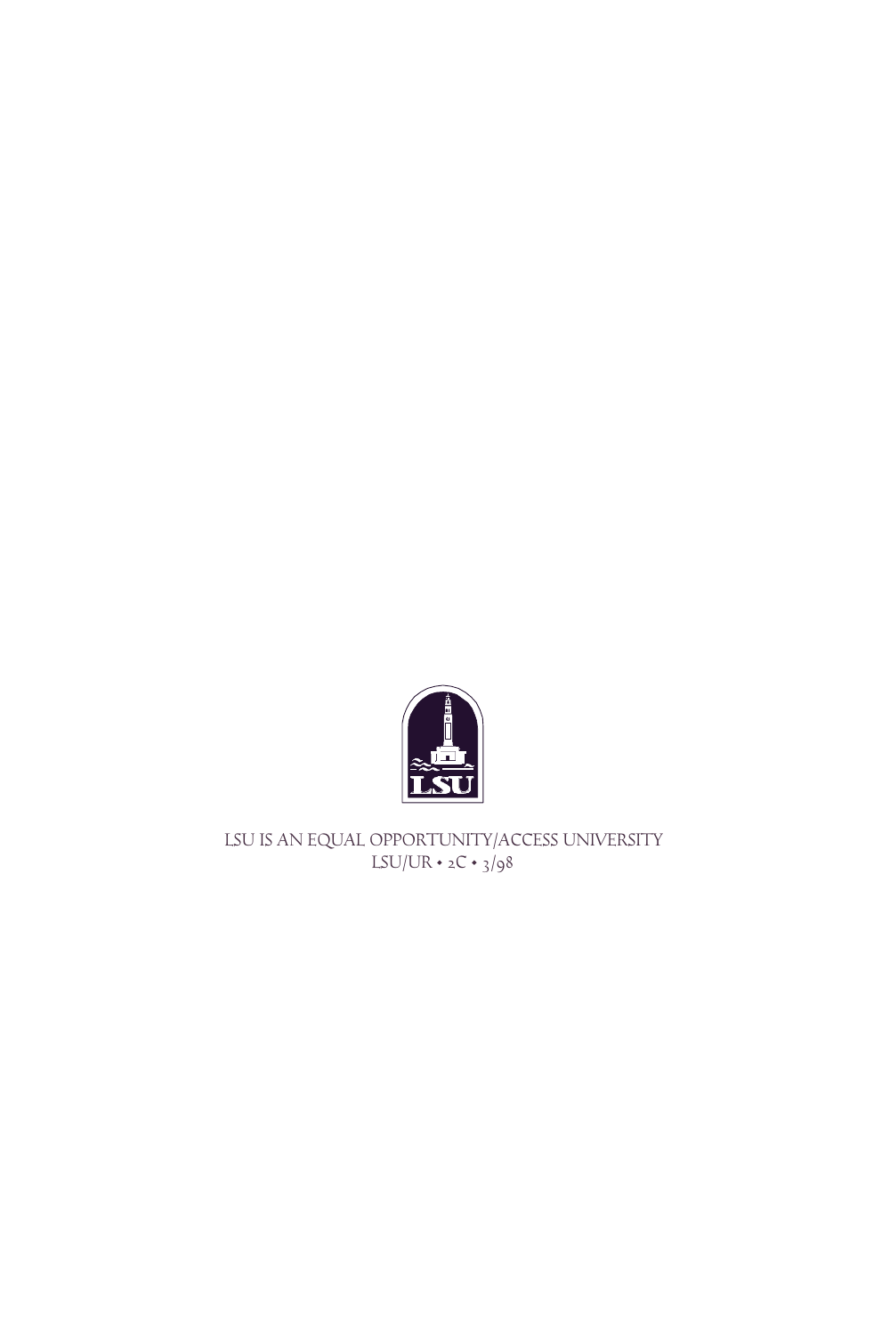LSU IS AN EQUAL OPPORTUNITY/ACCESS UNIVERSITY
LSU/UR • 2C • 3/98